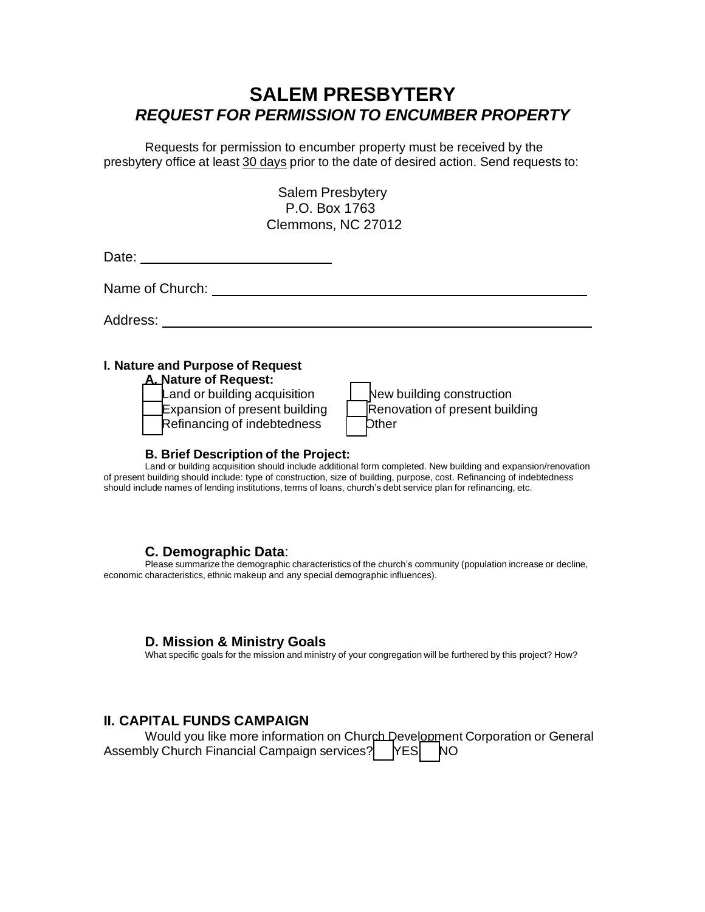# SALEM PRESBYTERY

## *REQUEST FOR PERMISSION TO ENCUMBER PROPERTY*

Requests for permission to encumber property must be received by the presbytery office at least <u>30 days</u> prior to the date of desired action. Send requests to:

Salem Presbytery
P.O. Box 1763
Clemmons, NC 27012

Date: ______________________

Name of Church: ______________________________________________

Address: ___________________________________________________

### I. Nature and Purpose of Request

**A. Nature of Request:**

- [ ] Land or building acquisition
- [ ] New building construction
- [ ] Expansion of present building
- [ ] Renovation of present building
- [ ] Refinancing of indebtedness
- [ ] Other

**B. Brief Description of the Project:**

Land or building acquisition should include additional form completed. New building and expansion/renovation of present building should include: type of construction, size of building, purpose, cost. Refinancing of indebtedness should include names of lending institutions, terms of loans, church's debt service plan for refinancing, etc.

**C. Demographic Data**:

Please summarize the demographic characteristics of the church's community (population increase or decline, economic characteristics, ethnic makeup and any special demographic influences).

**D. Mission & Ministry Goals**

What specific goals for the mission and ministry of your congregation will be furthered by this project? How?

### II. CAPITAL FUNDS CAMPAIGN

Would you like more information on Church Development Corporation or General Assembly Church Financial Campaign services? [ ] YES [ ] NO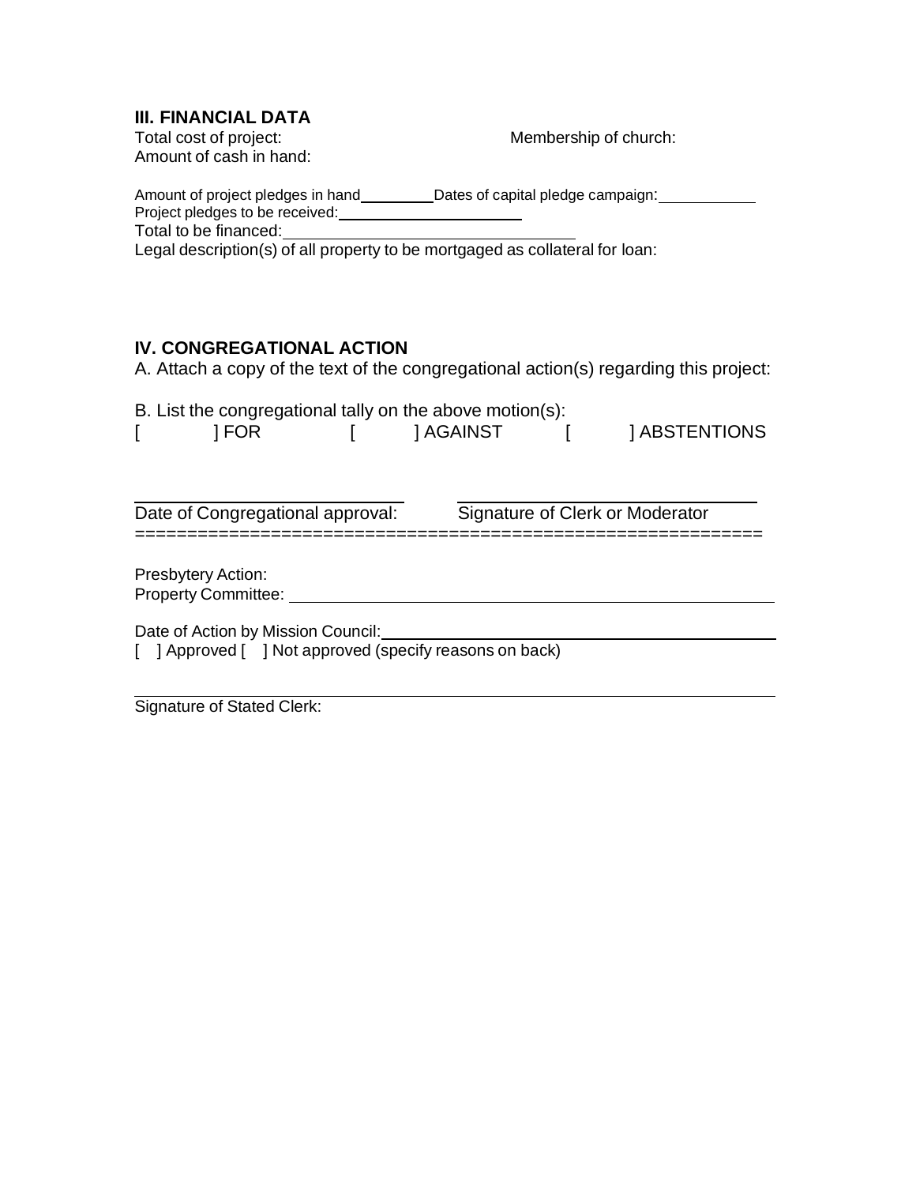### III. FINANCIAL DATA

Total cost of project: Membership of church:

Amount of cash in hand:

Amount of project pledges in hand\_\_\_\_\_\_\_\_\_ Dates of capital pledge campaign:\_\_\_\_\_\_\_\_\_\_\_

Project pledges to be received:\_\_\_\_\_\_\_\_\_\_\_\_\_\_\_\_\_\_\_\_\_\_

Total to be financed:\_\_\_\_\_\_\_\_\_\_\_\_\_\_\_\_\_\_\_\_\_\_\_\_\_\_\_\_\_\_\_\_\_\_

Legal description(s) of all property to be mortgaged as collateral for loan:

### IV. CONGREGATIONAL ACTION

A. Attach a copy of the text of the congregational action(s) regarding this project:

B. List the congregational tally on the above motion(s):

[ ] FOR [ ] AGAINST [ ] ABSTENTIONS

\_\_\_\_\_\_\_\_\_\_\_\_\_\_\_\_\_\_\_\_\_\_\_\_\_\_\_\_\_\_\_\_ \_\_\_\_\_\_\_\_\_\_\_\_\_\_\_\_\_\_\_\_\_\_\_\_\_\_\_\_\_\_\_\_\_\_\_

Date of Congregational approval: Signature of Clerk or Moderator

==============================================================

Presbytery Action:

Property Committee: \_\_\_\_\_\_\_\_\_\_\_\_\_\_\_\_\_\_\_\_\_\_\_\_\_\_\_\_\_\_\_\_\_\_\_\_\_\_\_\_\_\_\_\_\_\_\_\_\_\_\_\_\_

Date of Action by Mission Council:\_\_\_\_\_\_\_\_\_\_\_\_\_\_\_\_\_\_\_\_\_\_\_\_\_\_\_\_\_\_\_\_\_\_\_\_\_\_\_\_\_\_\_\_

[ ] Approved [ ] Not approved (specify reasons on back)

\_\_\_\_\_\_\_\_\_\_\_\_\_\_\_\_\_\_\_\_\_\_\_\_\_\_\_\_\_\_\_\_\_\_\_\_\_\_\_\_\_\_\_\_\_\_\_\_\_\_\_\_\_\_\_\_\_\_\_\_\_\_\_\_\_\_\_\_\_\_\_\_\_\_

Signature of Stated Clerk: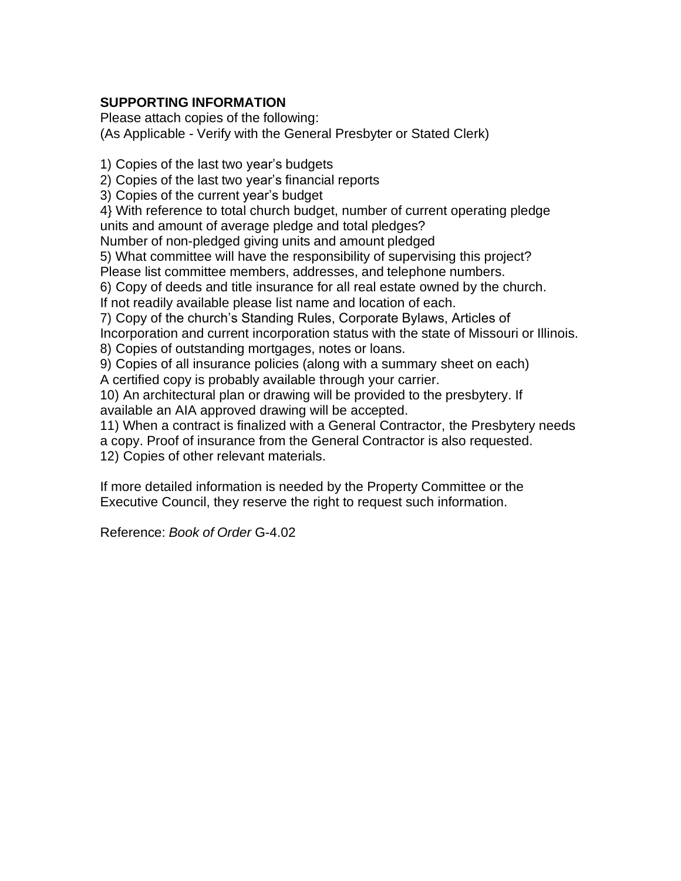**SUPPORTING INFORMATION**

Please attach copies of the following:
(As Applicable - Verify with the General Presbyter or Stated Clerk)

1) Copies of the last two year's budgets
2) Copies of the last two year's financial reports
3) Copies of the current year's budget
4} With reference to total church budget, number of current operating pledge units and amount of average pledge and total pledges?
Number of non-pledged giving units and amount pledged
5) What committee will have the responsibility of supervising this project? Please list committee members, addresses, and telephone numbers.
6) Copy of deeds and title insurance for all real estate owned by the church. If not readily available please list name and location of each.
7) Copy of the church's Standing Rules, Corporate Bylaws, Articles of Incorporation and current incorporation status with the state of Missouri or Illinois.
8) Copies of outstanding mortgages, notes or loans.
9) Copies of all insurance policies (along with a summary sheet on each) A certified copy is probably available through your carrier.
10) An architectural plan or drawing will be provided to the presbytery. If available an AIA approved drawing will be accepted.
11) When a contract is finalized with a General Contractor, the Presbytery needs a copy. Proof of insurance from the General Contractor is also requested.
12) Copies of other relevant materials.

If more detailed information is needed by the Property Committee or the Executive Council, they reserve the right to request such information.

Reference: *Book of Order* G-4.02